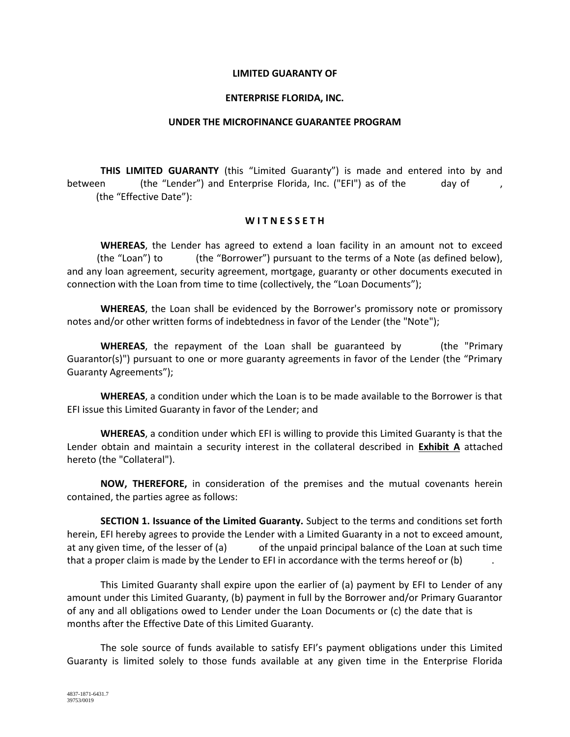# LIMITED GUARANTY OF

# ENTERPRISE FLORIDA, INC.

# UNDER THE MICROFINANCE GUARANTEE PROGRAM

**THIS LIMITED GUARANTY** (this "Limited Guaranty") is made and entered into by and between (the "Lender") and Enterprise Florida, Inc. ("EFI") as of the day of , (the "Effective Date"):

**W I T N E S S E T H**

**WHEREAS**, the Lender has agreed to extend a loan facility in an amount not to exceed (the "Loan") to (the "Borrower") pursuant to the terms of a Note (as defined below), and any loan agreement, security agreement, mortgage, guaranty or other documents executed in connection with the Loan from time to time (collectively, the "Loan Documents");

**WHEREAS**, the Loan shall be evidenced by the Borrower's promissory note or promissory notes and/or other written forms of indebtedness in favor of the Lender (the "Note");

**WHEREAS**, the repayment of the Loan shall be guaranteed by (the "Primary Guarantor(s)") pursuant to one or more guaranty agreements in favor of the Lender (the "Primary Guaranty Agreements");

**WHEREAS**, a condition under which the Loan is to be made available to the Borrower is that EFI issue this Limited Guaranty in favor of the Lender; and

**WHEREAS**, a condition under which EFI is willing to provide this Limited Guaranty is that the Lender obtain and maintain a security interest in the collateral described in **Exhibit A** attached hereto (the "Collateral").

**NOW, THEREFORE,** in consideration of the premises and the mutual covenants herein contained, the parties agree as follows:

**SECTION 1. Issuance of the Limited Guaranty.** Subject to the terms and conditions set forth herein, EFI hereby agrees to provide the Lender with a Limited Guaranty in a not to exceed amount, at any given time, of the lesser of (a) of the unpaid principal balance of the Loan at such time that a proper claim is made by the Lender to EFI in accordance with the terms hereof or (b) .

This Limited Guaranty shall expire upon the earlier of (a) payment by EFI to Lender of any amount under this Limited Guaranty, (b) payment in full by the Borrower and/or Primary Guarantor of any and all obligations owed to Lender under the Loan Documents or (c) the date that is months after the Effective Date of this Limited Guaranty.

The sole source of funds available to satisfy EFI's payment obligations under this Limited Guaranty is limited solely to those funds available at any given time in the Enterprise Florida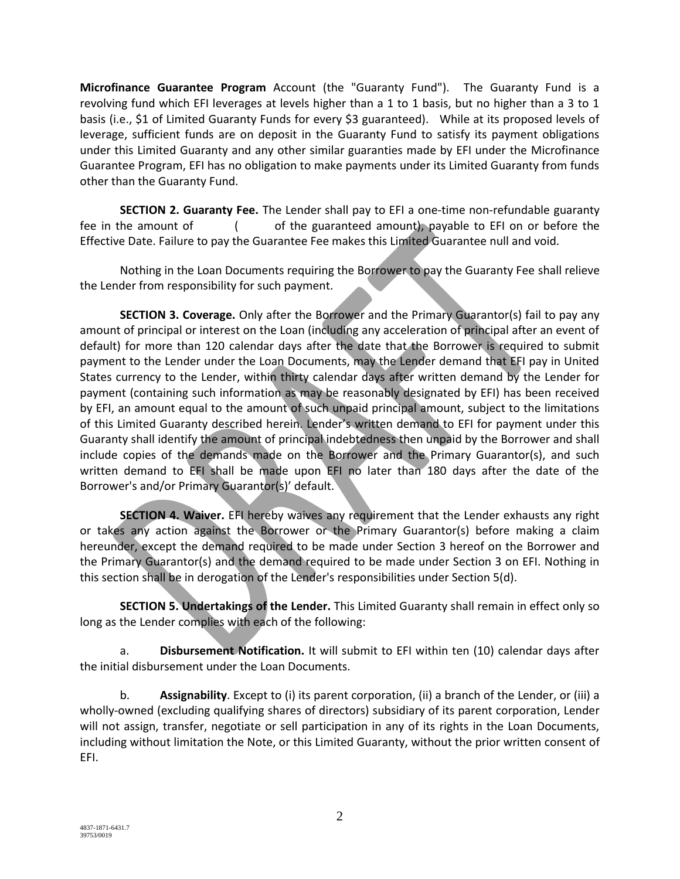**Microfinance Guarantee Program** Account (the "Guaranty Fund"). The Guaranty Fund is a revolving fund which EFI leverages at levels higher than a 1 to 1 basis, but no higher than a 3 to 1 basis (i.e., $1 of Limited Guaranty Funds for every $3 guaranteed). While at its proposed levels of leverage, sufficient funds are on deposit in the Guaranty Fund to satisfy its payment obligations under this Limited Guaranty and any other similar guaranties made by EFI under the Microfinance Guarantee Program, EFI has no obligation to make payments under its Limited Guaranty from funds other than the Guaranty Fund.

**SECTION 2. Guaranty Fee.** The Lender shall pay to EFI a one-time non-refundable guaranty fee in the amount of ( of the guaranteed amount), payable to EFI on or before the Effective Date. Failure to pay the Guarantee Fee makes this Limited Guarantee null and void.

Nothing in the Loan Documents requiring the Borrower to pay the Guaranty Fee shall relieve the Lender from responsibility for such payment.

**SECTION 3. Coverage.** Only after the Borrower and the Primary Guarantor(s) fail to pay any amount of principal or interest on the Loan (including any acceleration of principal after an event of default) for more than 120 calendar days after the date that the Borrower is required to submit payment to the Lender under the Loan Documents, may the Lender demand that EFI pay in United States currency to the Lender, within thirty calendar days after written demand by the Lender for payment (containing such information as may be reasonably designated by EFI) has been received by EFI, an amount equal to the amount of such unpaid principal amount, subject to the limitations of this Limited Guaranty described herein. Lender's written demand to EFI for payment under this Guaranty shall identify the amount of principal indebtedness then unpaid by the Borrower and shall include copies of the demands made on the Borrower and the Primary Guarantor(s), and such written demand to EFI shall be made upon EFI no later than 180 days after the date of the Borrower's and/or Primary Guarantor(s)' default.

**SECTION 4. Waiver.** EFI hereby waives any requirement that the Lender exhausts any right or takes any action against the Borrower or the Primary Guarantor(s) before making a claim hereunder, except the demand required to be made under Section 3 hereof on the Borrower and the Primary Guarantor(s) and the demand required to be made under Section 3 on EFI. Nothing in this section shall be in derogation of the Lender's responsibilities under Section 5(d).

**SECTION 5. Undertakings of the Lender.** This Limited Guaranty shall remain in effect only so long as the Lender complies with each of the following:

a. **Disbursement Notification.** It will submit to EFI within ten (10) calendar days after the initial disbursement under the Loan Documents.

b. **Assignability**. Except to (i) its parent corporation, (ii) a branch of the Lender, or (iii) a wholly-owned (excluding qualifying shares of directors) subsidiary of its parent corporation, Lender will not assign, transfer, negotiate or sell participation in any of its rights in the Loan Documents, including without limitation the Note, or this Limited Guaranty, without the prior written consent of EFI.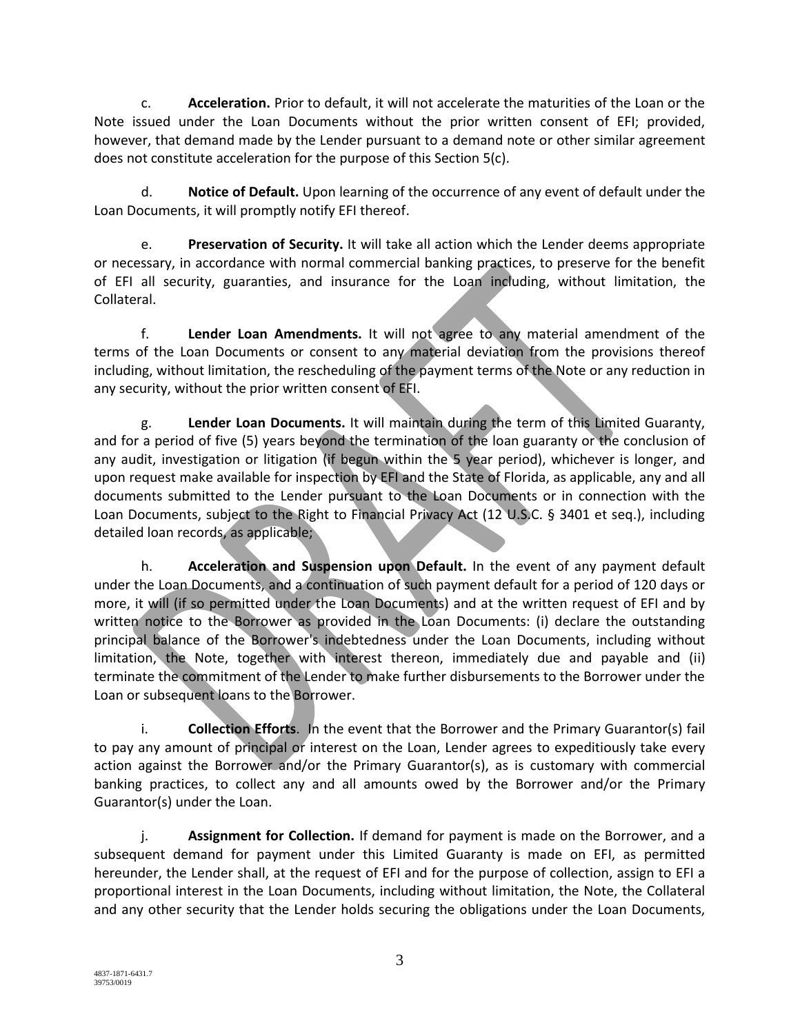c. **Acceleration.** Prior to default, it will not accelerate the maturities of the Loan or the Note issued under the Loan Documents without the prior written consent of EFI; provided, however, that demand made by the Lender pursuant to a demand note or other similar agreement does not constitute acceleration for the purpose of this Section 5(c).

d. **Notice of Default.** Upon learning of the occurrence of any event of default under the Loan Documents, it will promptly notify EFI thereof.

e. **Preservation of Security.** It will take all action which the Lender deems appropriate or necessary, in accordance with normal commercial banking practices, to preserve for the benefit of EFI all security, guaranties, and insurance for the Loan including, without limitation, the Collateral.

f. **Lender Loan Amendments.** It will not agree to any material amendment of the terms of the Loan Documents or consent to any material deviation from the provisions thereof including, without limitation, the rescheduling of the payment terms of the Note or any reduction in any security, without the prior written consent of EFI.

g. **Lender Loan Documents.** It will maintain during the term of this Limited Guaranty, and for a period of five (5) years beyond the termination of the loan guaranty or the conclusion of any audit, investigation or litigation (if begun within the 5 year period), whichever is longer, and upon request make available for inspection by EFI and the State of Florida, as applicable, any and all documents submitted to the Lender pursuant to the Loan Documents or in connection with the Loan Documents, subject to the Right to Financial Privacy Act (12 U.S.C. § 3401 et seq.), including detailed loan records, as applicable;

h. **Acceleration and Suspension upon Default.** In the event of any payment default under the Loan Documents, and a continuation of such payment default for a period of 120 days or more, it will (if so permitted under the Loan Documents) and at the written request of EFI and by written notice to the Borrower as provided in the Loan Documents: (i) declare the outstanding principal balance of the Borrower's indebtedness under the Loan Documents, including without limitation, the Note, together with interest thereon, immediately due and payable and (ii) terminate the commitment of the Lender to make further disbursements to the Borrower under the Loan or subsequent loans to the Borrower.

i. **Collection Efforts**. In the event that the Borrower and the Primary Guarantor(s) fail to pay any amount of principal or interest on the Loan, Lender agrees to expeditiously take every action against the Borrower and/or the Primary Guarantor(s), as is customary with commercial banking practices, to collect any and all amounts owed by the Borrower and/or the Primary Guarantor(s) under the Loan.

j. **Assignment for Collection.** If demand for payment is made on the Borrower, and a subsequent demand for payment under this Limited Guaranty is made on EFI, as permitted hereunder, the Lender shall, at the request of EFI and for the purpose of collection, assign to EFI a proportional interest in the Loan Documents, including without limitation, the Note, the Collateral and any other security that the Lender holds securing the obligations under the Loan Documents,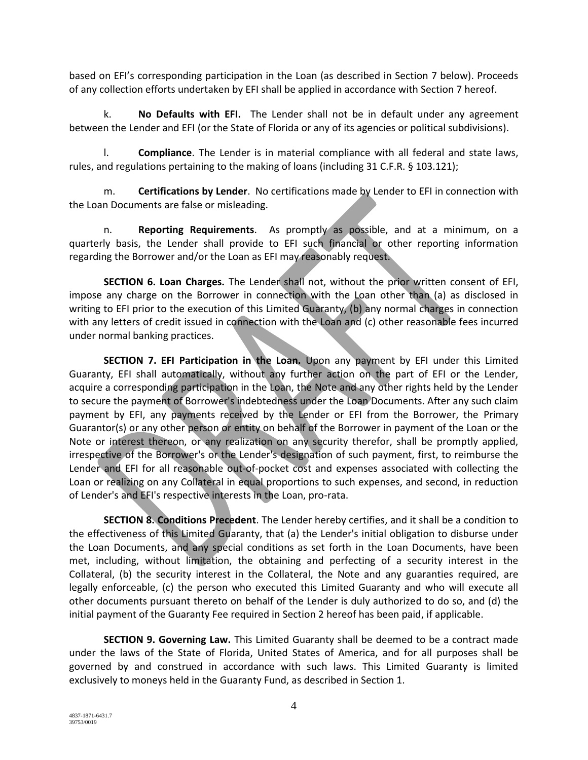based on EFI's corresponding participation in the Loan (as described in Section 7 below). Proceeds of any collection efforts undertaken by EFI shall be applied in accordance with Section 7 hereof.

k. **No Defaults with EFI.** The Lender shall not be in default under any agreement between the Lender and EFI (or the State of Florida or any of its agencies or political subdivisions).

l. **Compliance**. The Lender is in material compliance with all federal and state laws, rules, and regulations pertaining to the making of loans (including 31 C.F.R. § 103.121);

m. **Certifications by Lender**. No certifications made by Lender to EFI in connection with the Loan Documents are false or misleading.

n. **Reporting Requirements**. As promptly as possible, and at a minimum, on a quarterly basis, the Lender shall provide to EFI such financial or other reporting information regarding the Borrower and/or the Loan as EFI may reasonably request.

**SECTION 6. Loan Charges.** The Lender shall not, without the prior written consent of EFI, impose any charge on the Borrower in connection with the Loan other than (a) as disclosed in writing to EFI prior to the execution of this Limited Guaranty, (b) any normal charges in connection with any letters of credit issued in connection with the Loan and (c) other reasonable fees incurred under normal banking practices.

**SECTION 7. EFI Participation in the Loan.** Upon any payment by EFI under this Limited Guaranty, EFI shall automatically, without any further action on the part of EFI or the Lender, acquire a corresponding participation in the Loan, the Note and any other rights held by the Lender to secure the payment of Borrower's indebtedness under the Loan Documents. After any such claim payment by EFI, any payments received by the Lender or EFI from the Borrower, the Primary Guarantor(s) or any other person or entity on behalf of the Borrower in payment of the Loan or the Note or interest thereon, or any realization on any security therefor, shall be promptly applied, irrespective of the Borrower's or the Lender's designation of such payment, first, to reimburse the Lender and EFI for all reasonable out-of-pocket cost and expenses associated with collecting the Loan or realizing on any Collateral in equal proportions to such expenses, and second, in reduction of Lender's and EFI's respective interests in the Loan, pro-rata.

**SECTION 8. Conditions Precedent**. The Lender hereby certifies, and it shall be a condition to the effectiveness of this Limited Guaranty, that (a) the Lender's initial obligation to disburse under the Loan Documents, and any special conditions as set forth in the Loan Documents, have been met, including, without limitation, the obtaining and perfecting of a security interest in the Collateral, (b) the security interest in the Collateral, the Note and any guaranties required, are legally enforceable, (c) the person who executed this Limited Guaranty and who will execute all other documents pursuant thereto on behalf of the Lender is duly authorized to do so, and (d) the initial payment of the Guaranty Fee required in Section 2 hereof has been paid, if applicable.

**SECTION 9. Governing Law.** This Limited Guaranty shall be deemed to be a contract made under the laws of the State of Florida, United States of America, and for all purposes shall be governed by and construed in accordance with such laws. This Limited Guaranty is limited exclusively to moneys held in the Guaranty Fund, as described in Section 1.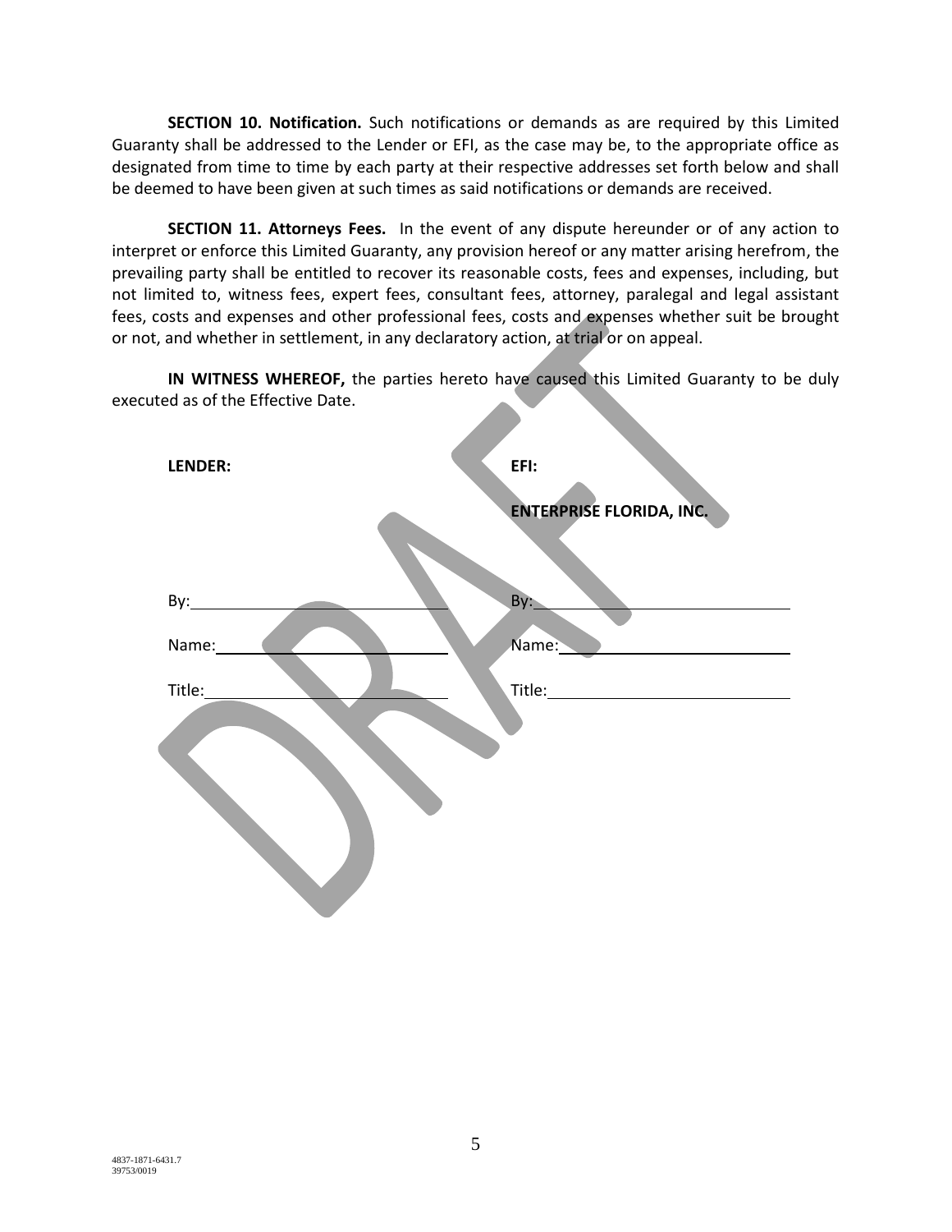**SECTION 10. Notification.** Such notifications or demands as are required by this Limited Guaranty shall be addressed to the Lender or EFI, as the case may be, to the appropriate office as designated from time to time by each party at their respective addresses set forth below and shall be deemed to have been given at such times as said notifications or demands are received.

**SECTION 11. Attorneys Fees.** In the event of any dispute hereunder or of any action to interpret or enforce this Limited Guaranty, any provision hereof or any matter arising herefrom, the prevailing party shall be entitled to recover its reasonable costs, fees and expenses, including, but not limited to, witness fees, expert fees, consultant fees, attorney, paralegal and legal assistant fees, costs and expenses and other professional fees, costs and expenses whether suit be brought or not, and whether in settlement, in any declaratory action, at trial or on appeal.

**IN WITNESS WHEREOF,** the parties hereto have caused this Limited Guaranty to be duly executed as of the Effective Date.

| **LENDER:** | **EFI:** |
|---|---|
| | **ENTERPRISE FLORIDA, INC.** |
| By:\_\_\_\_\_\_\_\_\_\_\_\_\_\_\_\_\_\_\_\_ | By:\_\_\_\_\_\_\_\_\_\_\_\_\_\_\_\_\_\_\_\_ |
| Name:\_\_\_\_\_\_\_\_\_\_\_\_\_\_\_\_\_\_ | Name:\_\_\_\_\_\_\_\_\_\_\_\_\_\_\_\_\_\_ |
| Title:\_\_\_\_\_\_\_\_\_\_\_\_\_\_\_\_\_\_\_ | Title:\_\_\_\_\_\_\_\_\_\_\_\_\_\_\_\_\_\_\_ |

DRAFT

4837-1871-6431.7
39753/0019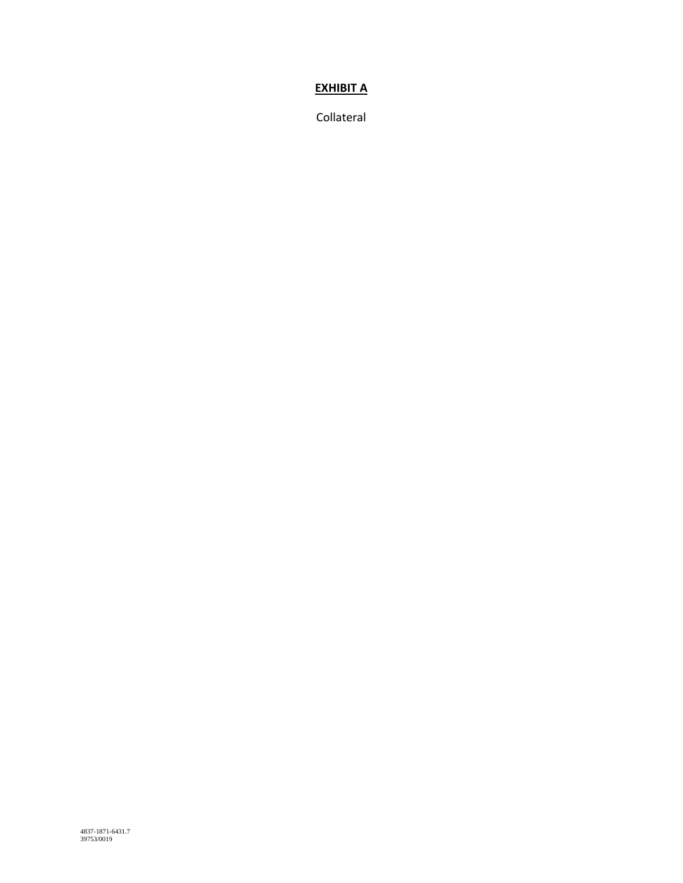**EXHIBIT A**

Collateral